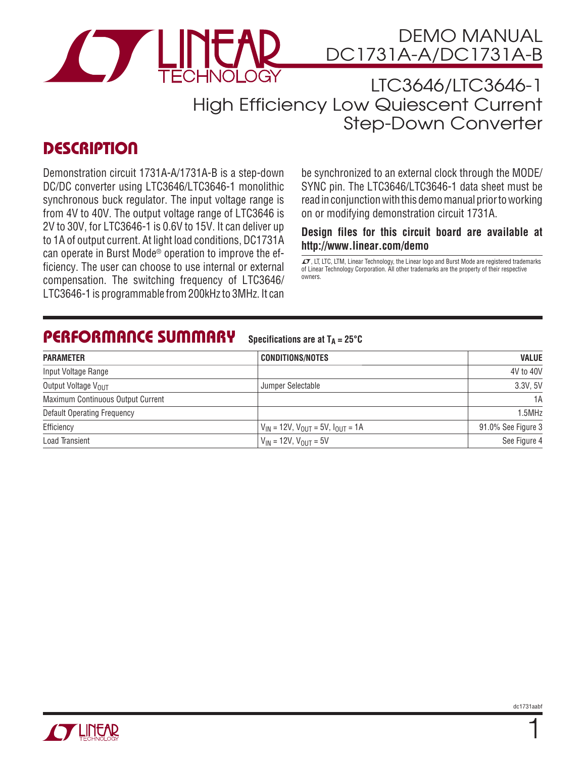# DEMO MANUAL DC1731A-A/DC1731A-B

## LTC3646/LTC3646-1 High Efficiency Low Quiescent Current Step-Down Converter

## DESCRIPTION

Demonstration circuit 1731A-A/1731A-B is a step-down DC/DC converter using LTC3646/LTC3646-1 monolithic synchronous buck regulator. The input voltage range is from 4V to 40V. The output voltage range of LTC3646 is 2V to 30V, for LTC3646-1 is 0.6V to 15V. It can deliver up to 1A of output current. At light load conditions, DC1731A can operate in Burst Mode® operation to improve the efficiency. The user can choose to use internal or external compensation. The switching frequency of LTC3646/LTC3646-1 is programmable from 200kHz to 3MHz. It can be synchronized to an external clock through the MODE/SYNC pin. The LTC3646/LTC3646-1 data sheet must be read in conjunction with this demo manual prior to working on or modifying demonstration circuit 1731A.

**Design files for this circuit board are available at http://www.linear.com/demo**

LT, LTC, LTM, Linear Technology, the Linear logo and Burst Mode are registered trademarks of Linear Technology Corporation. All other trademarks are the property of their respective owners.

## PERFORMANCE SUMMARY

Specifications are at $T_A = 25°C$

| PARAMETER | CONDITIONS/NOTES | VALUE |
|---|---|---|
| Input Voltage Range | | 4V to 40V |
| Output Voltage $V_{OUT}$ | Jumper Selectable | 3.3V, 5V |
| Maximum Continuous Output Current | | 1A |
| Default Operating Frequency | | 1.5MHz |
| Efficiency | $V_{IN}$ = 12V, $V_{OUT}$ = 5V, $I_{OUT}$ = 1A | 91.0% See Figure 3 |
| Load Transient | $V_{IN}$ = 12V, $V_{OUT}$ = 5V | See Figure 4 |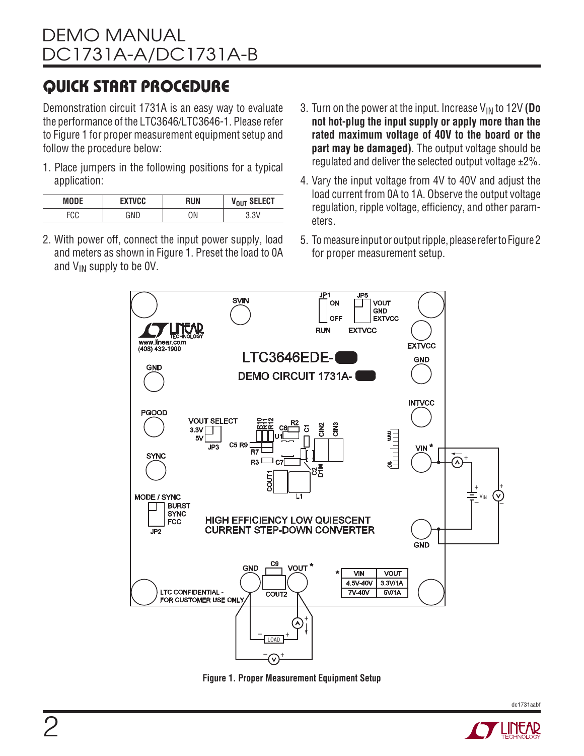## QUICK START PROCEDURE

Demonstration circuit 1731A is an easy way to evaluate the performance of the LTC3646/LTC3646-1. Please refer to Figure 1 for proper measurement equipment setup and follow the procedure below:

1. Place jumpers in the following positions for a typical application:

| MODE | EXTVCC | RUN | $V_{OUT}$ SELECT |
|---|---|---|---|
| FCC | GND | ON | 3.3V |

2. With power off, connect the input power supply, load and meters as shown in Figure 1. Preset the load to 0A and $V_{IN}$ supply to be 0V.

3. Turn on the power at the input. Increase $V_{IN}$ to 12V **(Do not hot-plug the input supply or apply more than the rated maximum voltage of 40V to the board or the part may be damaged)**. The output voltage should be regulated and deliver the selected output voltage ±2%.

4. Vary the input voltage from 4V to 40V and adjust the load current from 0A to 1A. Observe the output voltage regulation, ripple voltage, efficiency, and other parameters.

5. To measure input or output ripple, please refer to Figure 2 for proper measurement setup.

**Figure 1. Proper Measurement Equipment Setup**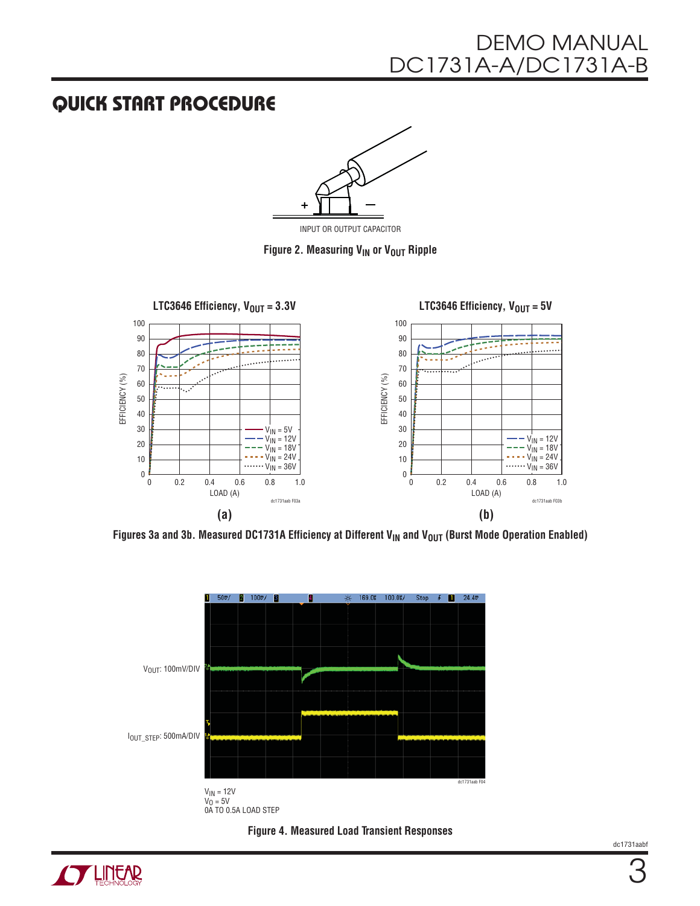## QUICK START PROCEDURE

INPUT OR OUTPUT CAPACITOR

**Figure 2. Measuring $V_{IN}$ or $V_{OUT}$ Ripple**

LTC3646 Efficiency, $V_{OUT}$ = 3.3V

(a)

LTC3646 Efficiency, $V_{OUT}$ = 5V

(b)

**Figures 3a and 3b. Measured DC1731A Efficiency at Different $V_{IN}$ and $V_{OUT}$ (Burst Mode Operation Enabled)**

$V_{OUT}$: 100mV/DIV

$I_{OUT\_STEP}$: 500mA/DIV

$V_{IN}$ = 12V
$V_O$ = 5V
0A TO 0.5A LOAD STEP

**Figure 4. Measured Load Transient Responses**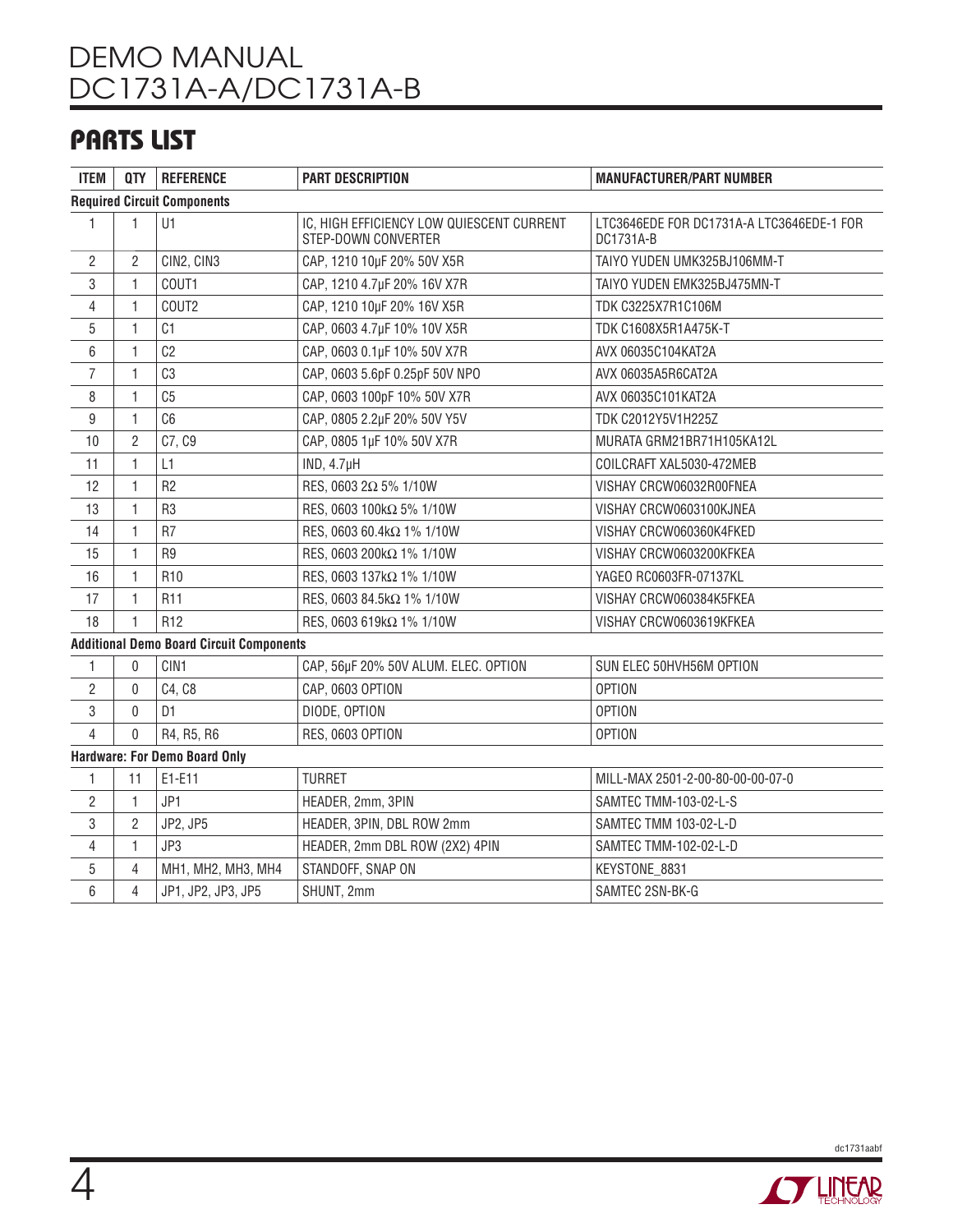## PARTS LIST

| ITEM | QTY | REFERENCE | PART DESCRIPTION | MANUFACTURER/PART NUMBER |
|---|---|---|---|---|
| **Required Circuit Components** | | | | |
| 1 | 1 | U1 | IC, HIGH EFFICIENCY LOW QUIESCENT CURRENT STEP-DOWN CONVERTER | LTC3646EDE FOR DC1731A-A LTC3646EDE-1 FOR DC1731A-B |
| 2 | 2 | CIN2, CIN3 | CAP, 1210 10µF 20% 50V X5R | TAIYO YUDEN UMK325BJ106MM-T |
| 3 | 1 | COUT1 | CAP, 1210 4.7µF 20% 16V X7R | TAIYO YUDEN EMK325BJ475MN-T |
| 4 | 1 | COUT2 | CAP, 1210 10µF 20% 16V X5R | TDK C3225X7R1C106M |
| 5 | 1 | C1 | CAP, 0603 4.7µF 10% 10V X5R | TDK C1608X5R1A475K-T |
| 6 | 1 | C2 | CAP, 0603 0.1µF 10% 50V X7R | AVX 06035C104KAT2A |
| 7 | 1 | C3 | CAP, 0603 5.6pF 0.25pF 50V NPO | AVX 06035A5R6CAT2A |
| 8 | 1 | C5 | CAP, 0603 100pF 10% 50V X7R | AVX 06035C101KAT2A |
| 9 | 1 | C6 | CAP, 0805 2.2µF 20% 50V Y5V | TDK C2012Y5V1H225Z |
| 10 | 2 | C7, C9 | CAP, 0805 1µF 10% 50V X7R | MURATA GRM21BR71H105KA12L |
| 11 | 1 | L1 | IND, 4.7µH | COILCRAFT XAL5030-472MEB |
| 12 | 1 | R2 | RES, 0603 2Ω 5% 1/10W | VISHAY CRCW06032R00FNEA |
| 13 | 1 | R3 | RES, 0603 100kΩ 5% 1/10W | VISHAY CRCW0603100KJNEA |
| 14 | 1 | R7 | RES, 0603 60.4kΩ 1% 1/10W | VISHAY CRCW060360K4FKED |
| 15 | 1 | R9 | RES, 0603 200kΩ 1% 1/10W | VISHAY CRCW0603200KFKEA |
| 16 | 1 | R10 | RES, 0603 137kΩ 1% 1/10W | YAGEO RC0603FR-07137KL |
| 17 | 1 | R11 | RES, 0603 84.5kΩ 1% 1/10W | VISHAY CRCW060384K5FKEA |
| 18 | 1 | R12 | RES, 0603 619kΩ 1% 1/10W | VISHAY CRCW0603619KFKEA |
| **Additional Demo Board Circuit Components** | | | | |
| 1 | 0 | CIN1 | CAP, 56µF 20% 50V ALUM. ELEC. OPTION | SUN ELEC 50HVH56M OPTION |
| 2 | 0 | C4, C8 | CAP, 0603 OPTION | OPTION |
| 3 | 0 | D1 | DIODE, OPTION | OPTION |
| 4 | 0 | R4, R5, R6 | RES, 0603 OPTION | OPTION |
| **Hardware: For Demo Board Only** | | | | |
| 1 | 11 | E1-E11 | TURRET | MILL-MAX 2501-2-00-80-00-00-07-0 |
| 2 | 1 | JP1 | HEADER, 2mm, 3PIN | SAMTEC TMM-103-02-L-S |
| 3 | 2 | JP2, JP5 | HEADER, 3PIN, DBL ROW 2mm | SAMTEC TMM 103-02-L-D |
| 4 | 1 | JP3 | HEADER, 2mm DBL ROW (2X2) 4PIN | SAMTEC TMM-102-02-L-D |
| 5 | 4 | MH1, MH2, MH3, MH4 | STANDOFF, SNAP ON | KEYSTONE_8831 |
| 6 | 4 | JP1, JP2, JP3, JP5 | SHUNT, 2mm | SAMTEC 2SN-BK-G |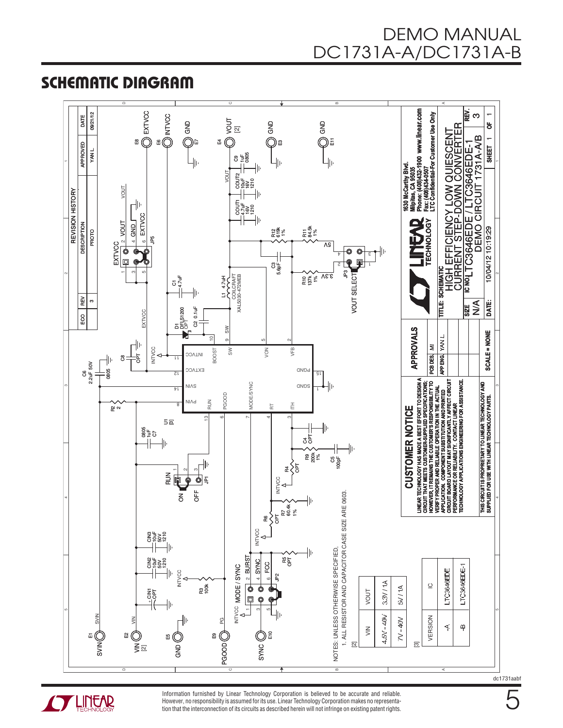## SCHEMATIC DIAGRAM

| REV | DESCRIPTION | APPROVED | DATE |
|---|---|---|---|
| 3 | PROTO | YAN L. | 09/21/12 |

NOTES: UNLESS OTHERWISE SPECIFIED,
1. ALL RESISTOR AND CAPACITOR CASE SIZE ARE 0603.

[2]

| VIN | VOUT |
|---|---|
| 4.5V – 40V | 3.3V / 1A |
| 7V – 40V | 5V / 1A |

[3]

| VERSION | IC |
|---|---|
| -A | LTC3646EDE |
| -B | LTC3646EDE-1 |

**CUSTOMER NOTICE**

LINEAR TECHNOLOGY HAS MADE A BEST EFFORT TO DESIGN A CIRCUIT THAT MEETS CUSTOMER-SUPPLIED SPECIFICATIONS; HOWEVER, IT REMAINS THE CUSTOMER'S RESPONSIBILITY TO VERIFY PROPER AND RELIABLE OPERATION IN THE ACTUAL APPLICATION. COMPONENT SUBSTITUTION AND PRINTED CIRCUIT BOARD LAYOUT MAY SIGNIFICANTLY AFFECT CIRCUIT PERFORMANCE OR RELIABILITY. CONTACT LINEAR TECHNOLOGY APPLICATIONS ENGINEERING FOR ASSISTANCE.

THIS CIRCUIT IS PROPRIETARY TO LINEAR TECHNOLOGY AND SUPPLIED FOR USE WITH LINEAR TECHNOLOGY PARTS.

| APPROVALS | |
|---|---|
| PCB DES. | MI |
| APP ENG. | YAN L. |

SCALE = NONE

LINEAR TECHNOLOGY
1630 McCarthy Blvd.
Milpitas, CA 95035
Phone: (408)432-1900 www.linear.com
Fax: (408)434-0507
LTC Confidential-For Customer Use Only

TITLE: SCHEMATIC
HIGH EFFICIENCY LOW QUIESCENT CURRENT STEP-DOWN CONVERTER

IC NO. LTC3646EDE / LTC3646EDE-1
DEMO CIRCUIT 1731A-A/B

SIZE: N/A
REV: 3
DATE: 10/04/12 10:19:29
SHEET 1 OF 1

Components: U1 [3]; L1 4.7uH COILCRAFT XAL5030-472MEB; D1 DFLS1200 OPT; C1 4.7uF; C2 0.1uF; C3 5.6pF; C4 OPT; C5 100pF; C6 2.2uF 50V 0805; C7 1uF 0805; C8 OPT; C9 1uF 0805; CIN1 OPT; CIN2 10uF 50V 1210; CIN3 10uF 50V 1210; COUT1 4.7uF 16V 1210; COUT2 10uF 16V 1210; R2 2; R3 100k; R4 OPT; R5 OPT; R6 OPT; R7 60.4k 1%; R9 200k 1%; R10 137k 1%; R11 84.5k 1%; R12 619k 1%.

Jumpers: JP1 RUN (ON/OFF); JP2 MODE / SYNC (BURST, SYNC, FCC); JP3 VOUT SELECT (3.3V, 5V); JP5 EXTVCC (VOUT, GND, EXTVCC).

Turrets: E1 SVIN; E2 VIN [2]; E5 GND; E9 PGOOD; E10 SYNC; E8 EXTVCC; E6 INTVCC; E7 GND; E4 VOUT [2]; E3 GND; E11 GND.

U1 pins: 1 SGND, 2 VFB, 3 ITH, 4 RT, 5 VON, 6 PGOOD, 7 MODE/SYNC, 8 PVIN, 9 SW, 10 BOOST, 11 INTVCC, 12 EXTVCC, 13 RUN, 14 SVIN, 15 PGND.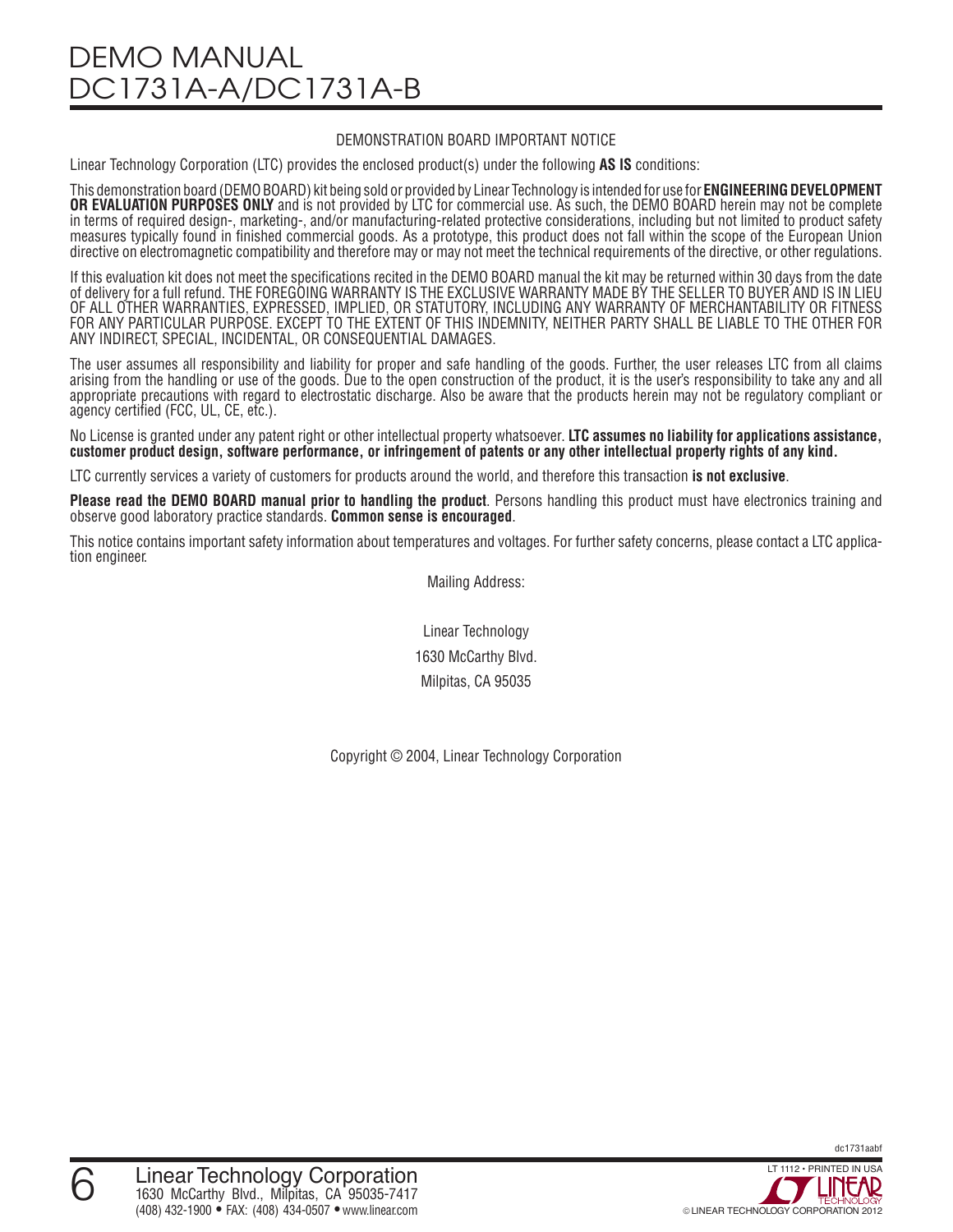DEMONSTRATION BOARD IMPORTANT NOTICE

Linear Technology Corporation (LTC) provides the enclosed product(s) under the following **AS IS** conditions:

This demonstration board (DEMO BOARD) kit being sold or provided by Linear Technology is intended for use for **ENGINEERING DEVELOPMENT OR EVALUATION PURPOSES ONLY** and is not provided by LTC for commercial use. As such, the DEMO BOARD herein may not be complete in terms of required design-, marketing-, and/or manufacturing-related protective considerations, including but not limited to product safety measures typically found in finished commercial goods. As a prototype, this product does not fall within the scope of the European Union directive on electromagnetic compatibility and therefore may or may not meet the technical requirements of the directive, or other regulations.

If this evaluation kit does not meet the specifications recited in the DEMO BOARD manual the kit may be returned within 30 days from the date of delivery for a full refund. THE FOREGOING WARRANTY IS THE EXCLUSIVE WARRANTY MADE BY THE SELLER TO BUYER AND IS IN LIEU OF ALL OTHER WARRANTIES, EXPRESSED, IMPLIED, OR STATUTORY, INCLUDING ANY WARRANTY OF MERCHANTABILITY OR FITNESS FOR ANY PARTICULAR PURPOSE. EXCEPT TO THE EXTENT OF THIS INDEMNITY, NEITHER PARTY SHALL BE LIABLE TO THE OTHER FOR ANY INDIRECT, SPECIAL, INCIDENTAL, OR CONSEQUENTIAL DAMAGES.

The user assumes all responsibility and liability for proper and safe handling of the goods. Further, the user releases LTC from all claims arising from the handling or use of the goods. Due to the open construction of the product, it is the user's responsibility to take any and all appropriate precautions with regard to electrostatic discharge. Also be aware that the products herein may not be regulatory compliant or agency certified (FCC, UL, CE, etc.).

No License is granted under any patent right or other intellectual property whatsoever. **LTC assumes no liability for applications assistance, customer product design, software performance, or infringement of patents or any other intellectual property rights of any kind.**

LTC currently services a variety of customers for products around the world, and therefore this transaction **is not exclusive**.

**Please read the DEMO BOARD manual prior to handling the product**. Persons handling this product must have electronics training and observe good laboratory practice standards. **Common sense is encouraged**.

This notice contains important safety information about temperatures and voltages. For further safety concerns, please contact a LTC application engineer.

Mailing Address:

Linear Technology
1630 McCarthy Blvd.
Milpitas, CA 95035

Copyright © 2004, Linear Technology Corporation